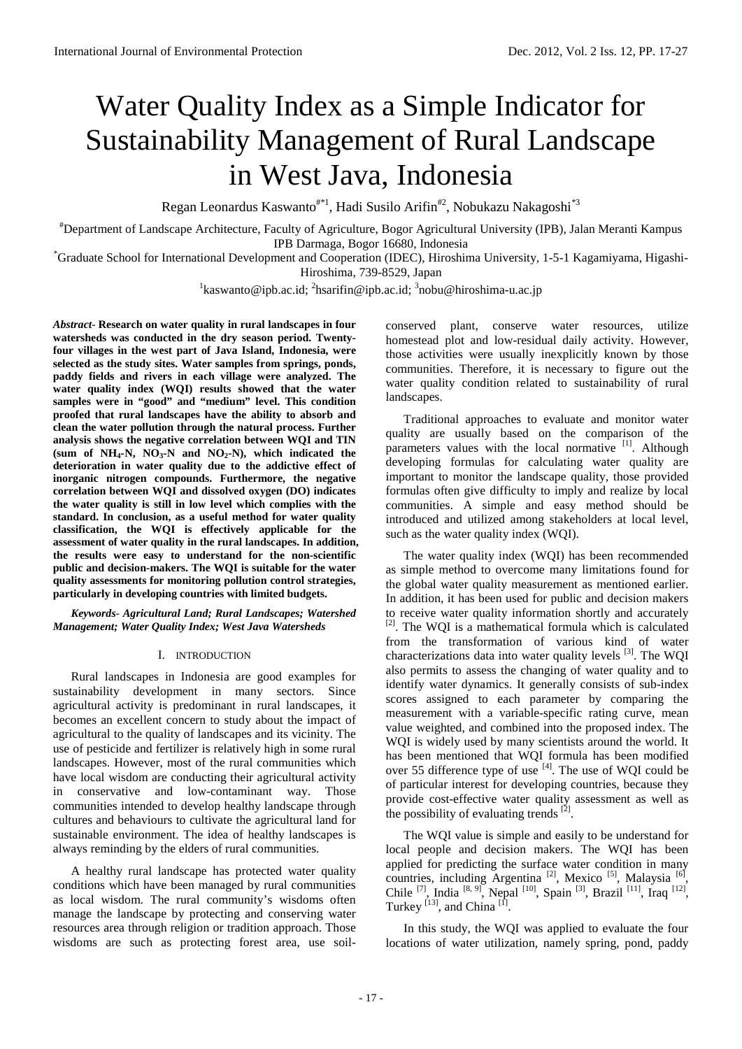# Water Quality Index as a Simple Indicator for Sustainability Management of Rural Landscape in West Java, Indonesia

Regan Leonardus Kaswanto[#*1], Hadi Susilo Arifin[#2], Nobukazu Nakagoshi[*3]

[#]Department of Landscape Architecture, Faculty of Agriculture, Bogor Agricultural University (IPB), Jalan Meranti Kampus IPB Darmaga, Bogor 16680, Indonesia

[*]Graduate School for International Development and Cooperation (IDEC), Hiroshima University, 1-5-1 Kagamiyama, Higashi-Hiroshima, 739-8529, Japan

[1]kaswanto@ipb.ac.id; [2]hsarifin@ipb.ac.id; [3]nobu@hiroshima-u.ac.jp

***Abstract*- Research on water quality in rural landscapes in four watersheds was conducted in the dry season period. Twenty-four villages in the west part of Java Island, Indonesia, were selected as the study sites. Water samples from springs, ponds, paddy fields and rivers in each village were analyzed. The water quality index (WQI) results showed that the water samples were in "good" and "medium" level. This condition proofed that rural landscapes have the ability to absorb and clean the water pollution through the natural process. Further analysis shows the negative correlation between WQI and TIN (sum of $NH_4$-N, $NO_3$-N and $NO_2$-N), which indicated the deterioration in water quality due to the addictive effect of inorganic nitrogen compounds. Furthermore, the negative correlation between WQI and dissolved oxygen (DO) indicates the water quality is still in low level which complies with the standard. In conclusion, as a useful method for water quality classification, the WQI is effectively applicable for the assessment of water quality in the rural landscapes. In addition, the results were easy to understand for the non-scientific public and decision-makers. The WQI is suitable for the water quality assessments for monitoring pollution control strategies, particularly in developing countries with limited budgets.**

***Keywords*- *Agricultural Land; Rural Landscapes; Watershed Management; Water Quality Index; West Java Watersheds***

## I. INTRODUCTION

Rural landscapes in Indonesia are good examples for sustainability development in many sectors. Since agricultural activity is predominant in rural landscapes, it becomes an excellent concern to study about the impact of agricultural to the quality of landscapes and its vicinity. The use of pesticide and fertilizer is relatively high in some rural landscapes. However, most of the rural communities which have local wisdom are conducting their agricultural activity in conservative and low-contaminant way. Those communities intended to develop healthy landscape through cultures and behaviours to cultivate the agricultural land for sustainable environment. The idea of healthy landscapes is always reminding by the elders of rural communities.

A healthy rural landscape has protected water quality conditions which have been managed by rural communities as local wisdom. The rural community's wisdoms often manage the landscape by protecting and conserving water resources area through religion or tradition approach. Those wisdoms are such as protecting forest area, use soil-conserved plant, conserve water resources, utilize homestead plot and low-residual daily activity. However, those activities were usually inexplicitly known by those communities. Therefore, it is necessary to figure out the water quality condition related to sustainability of rural landscapes.

Traditional approaches to evaluate and monitor water quality are usually based on the comparison of the parameters values with the local normative [1]. Although developing formulas for calculating water quality are important to monitor the landscape quality, those provided formulas often give difficulty to imply and realize by local communities. A simple and easy method should be introduced and utilized among stakeholders at local level, such as the water quality index (WQI).

The water quality index (WQI) has been recommended as simple method to overcome many limitations found for the global water quality measurement as mentioned earlier. In addition, it has been used for public and decision makers to receive water quality information shortly and accurately [2]. The WQI is a mathematical formula which is calculated from the transformation of various kind of water characterizations data into water quality levels [3]. The WQI also permits to assess the changing of water quality and to identify water dynamics. It generally consists of sub-index scores assigned to each parameter by comparing the measurement with a variable-specific rating curve, mean value weighted, and combined into the proposed index. The WQI is widely used by many scientists around the world. It has been mentioned that WQI formula has been modified over 55 difference type of use [4]. The use of WQI could be of particular interest for developing countries, because they provide cost-effective water quality assessment as well as the possibility of evaluating trends [2].

The WQI value is simple and easily to be understand for local people and decision makers. The WQI has been applied for predicting the surface water condition in many countries, including Argentina [2], Mexico [5], Malaysia [6], Chile [7], India [8, 9], Nepal [10], Spain [3], Brazil [11], Iraq [12], Turkey [13], and China [1].

In this study, the WQI was applied to evaluate the four locations of water utilization, namely spring, pond, paddy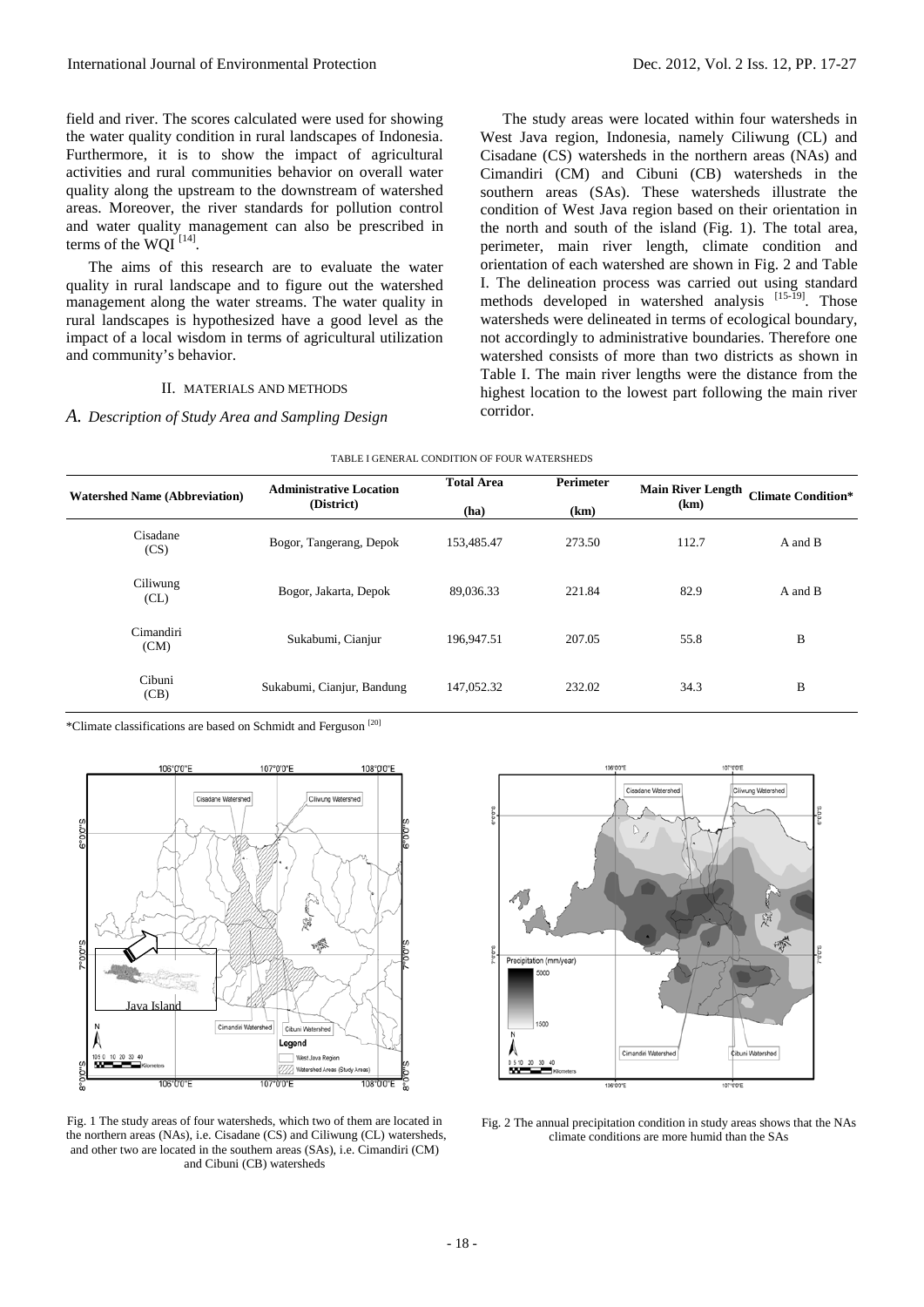field and river. The scores calculated were used for showing the water quality condition in rural landscapes of Indonesia. Furthermore, it is to show the impact of agricultural activities and rural communities behavior on overall water quality along the upstream to the downstream of watershed areas. Moreover, the river standards for pollution control and water quality management can also be prescribed in terms of the WQI [14].

The aims of this research are to evaluate the water quality in rural landscape and to figure out the watershed management along the water streams. The water quality in rural landscapes is hypothesized have a good level as the impact of a local wisdom in terms of agricultural utilization and community's behavior.

## II. MATERIALS AND METHODS

### A. Description of Study Area and Sampling Design

The study areas were located within four watersheds in West Java region, Indonesia, namely Ciliwung (CL) and Cisadane (CS) watersheds in the northern areas (NAs) and Cimandiri (CM) and Cibuni (CB) watersheds in the southern areas (SAs). These watersheds illustrate the condition of West Java region based on their orientation in the north and south of the island (Fig. 1). The total area, perimeter, main river length, climate condition and orientation of each watershed are shown in Fig. 2 and Table I. The delineation process was carried out using standard methods developed in watershed analysis [15-19]. Those watersheds were delineated in terms of ecological boundary, not accordingly to administrative boundaries. Therefore one watershed consists of more than two districts as shown in Table I. The main river lengths were the distance from the highest location to the lowest part following the main river corridor.

TABLE I GENERAL CONDITION OF FOUR WATERSHEDS

| Watershed Name (Abbreviation) | Administrative Location (District) | Total Area (ha) | Perimeter (km) | Main River Length (km) | Climate Condition* |
|---|---|---|---|---|---|
| Cisadane (CS) | Bogor, Tangerang, Depok | 153,485.47 | 273.50 | 112.7 | A and B |
| Ciliwung (CL) | Bogor, Jakarta, Depok | 89,036.33 | 221.84 | 82.9 | A and B |
| Cimandiri (CM) | Sukabumi, Cianjur | 196,947.51 | 207.05 | 55.8 | B |
| Cibuni (CB) | Sukabumi, Cianjur, Bandung | 147,052.32 | 232.02 | 34.3 | B |

*Climate classifications are based on Schmidt and Ferguson [20]

Fig. 1 The study areas of four watersheds, which two of them are located in the northern areas (NAs), i.e. Cisadane (CS) and Ciliwung (CL) watersheds, and other two are located in the southern areas (SAs), i.e. Cimandiri (CM) and Cibuni (CB) watersheds

Fig. 2 The annual precipitation condition in study areas shows that the NAs climate conditions are more humid than the SAs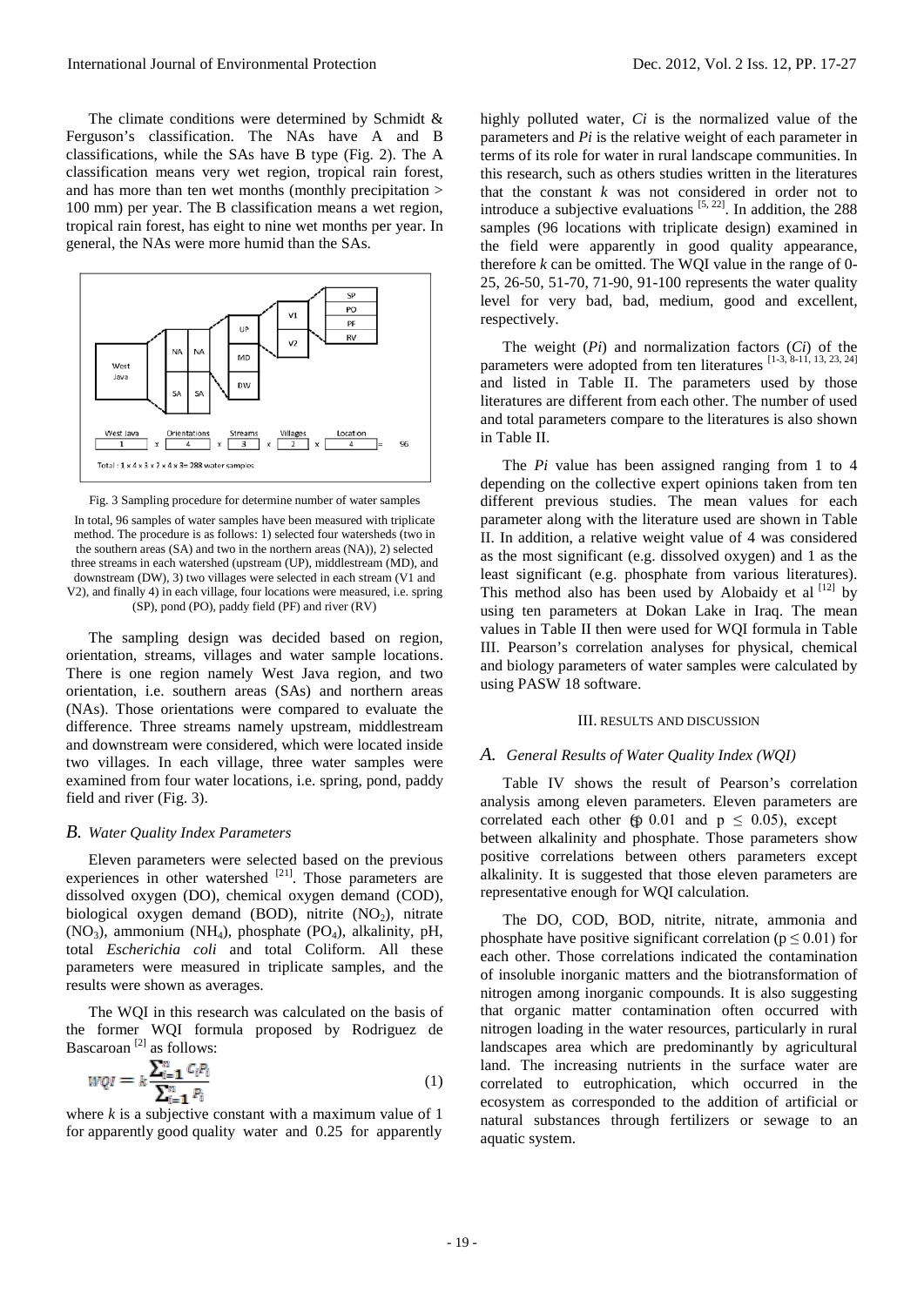The climate conditions were determined by Schmidt & Ferguson's classification. The NAs have A and B classifications, while the SAs have B type (Fig. 2). The A classification means very wet region, tropical rain forest, and has more than ten wet months (monthly precipitation > 100 mm) per year. The B classification means a wet region, tropical rain forest, has eight to nine wet months per year. In general, the NAs were more humid than the SAs.

Fig. 3 Sampling procedure for determine number of water samples

In total, 96 samples of water samples have been measured with triplicate method. The procedure is as follows: 1) selected four watersheds (two in the southern areas (SA) and two in the northern areas (NA)), 2) selected three streams in each watershed (upstream (UP), middlestream (MD), and downstream (DW), 3) two villages were selected in each stream (V1 and V2), and finally 4) in each village, four locations were measured, i.e. spring (SP), pond (PO), paddy field (PF) and river (RV)

The sampling design was decided based on region, orientation, streams, villages and water sample locations. There is one region namely West Java region, and two orientation, i.e. southern areas (SAs) and northern areas (NAs). Those orientations were compared to evaluate the difference. Three streams namely upstream, middlestream and downstream were considered, which were located inside two villages. In each village, three water samples were examined from four water locations, i.e. spring, pond, paddy field and river (Fig. 3).

### *B. Water Quality Index Parameters*

Eleven parameters were selected based on the previous experiences in other watershed [21]. Those parameters are dissolved oxygen (DO), chemical oxygen demand (COD), biological oxygen demand (BOD), nitrite ($NO_2$), nitrate ($NO_3$), ammonium ($NH_4$), phosphate ($PO_4$), alkalinity, pH, total *Escherichia coli* and total Coliform. All these parameters were measured in triplicate samples, and the results were shown as averages.

The WQI in this research was calculated on the basis of the former WQI formula proposed by Rodriguez de Bascaroan [2] as follows:

$$WQI = k\frac{\sum_{i=1}^{n} C_i P_i}{\sum_{i=1}^{n} P_i} \quad (1)$$

where $k$ is a subjective constant with a maximum value of 1 for apparently good quality water and 0.25 for apparently highly polluted water, $Ci$ is the normalized value of the parameters and $Pi$ is the relative weight of each parameter in terms of its role for water in rural landscape communities. In this research, such as others studies written in the literatures that the constant $k$ was not considered in order not to introduce a subjective evaluations [5, 22]. In addition, the 288 samples (96 locations with triplicate design) examined in the field were apparently in good quality appearance, therefore $k$ can be omitted. The WQI value in the range of 0-25, 26-50, 51-70, 71-90, 91-100 represents the water quality level for very bad, bad, medium, good and excellent, respectively.

The weight ($Pi$) and normalization factors ($Ci$) of the parameters were adopted from ten literatures [1-3, 8-11, 13, 23, 24] and listed in Table II. The parameters used by those literatures are different from each other. The number of used and total parameters compare to the literatures is also shown in Table II.

The $Pi$ value has been assigned ranging from 1 to 4 depending on the collective expert opinions taken from ten different previous studies. The mean values for each parameter along with the literature used are shown in Table II. In addition, a relative weight value of 4 was considered as the most significant (e.g. dissolved oxygen) and 1 as the least significant (e.g. phosphate from various literatures). This method also has been used by Alobaidy et al [12] by using ten parameters at Dokan Lake in Iraq. The mean values in Table II then were used for WQI formula in Table III. Pearson's correlation analyses for physical, chemical and biology parameters of water samples were calculated by using PASW 18 software.

## III. RESULTS AND DISCUSSION

### *A. General Results of Water Quality Index (WQI)*

Table IV shows the result of Pearson's correlation analysis among eleven parameters. Eleven parameters are correlated each other ($p \le 0.01$ and $p \le 0.05$), except between alkalinity and phosphate. Those parameters show positive correlations between others parameters except alkalinity. It is suggested that those eleven parameters are representative enough for WQI calculation.

The DO, COD, BOD, nitrite, nitrate, ammonia and phosphate have positive significant correlation ($p \le 0.01$) for each other. Those correlations indicated the contamination of insoluble inorganic matters and the biotransformation of nitrogen among inorganic compounds. It is also suggesting that organic matter contamination often occurred with nitrogen loading in the water resources, particularly in rural landscapes area which are predominantly by agricultural land. The increasing nutrients in the surface water are correlated to eutrophication, which occurred in the ecosystem as corresponded to the addition of artificial or natural substances through fertilizers or sewage to an aquatic system.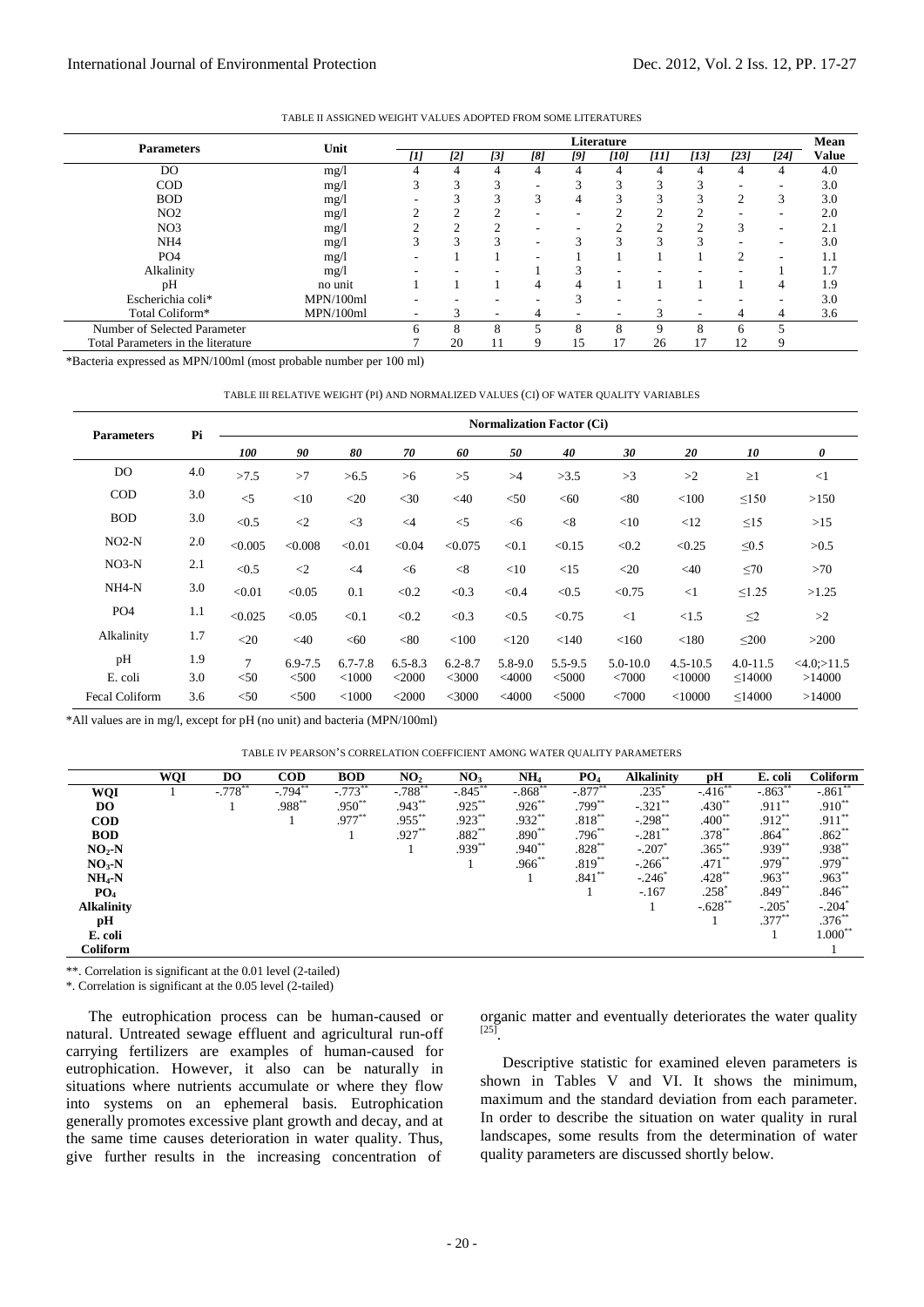TABLE II ASSIGNED WEIGHT VALUES ADOPTED FROM SOME LITERATURES

| Parameters | Unit | Literature | | | | | | | | | | Mean Value |
|---|---|---|---|---|---|---|---|---|---|---|---|---|
| | | [1] | [2] | [3] | [8] | [9] | [10] | [11] | [13] | [23] | [24] | |
| DO | mg/l | 4 | 4 | 4 | 4 | 4 | 4 | 4 | 4 | 4 | 4 | 4.0 |
| COD | mg/l | 3 | 3 | 3 | - | 3 | 3 | 3 | 3 | - | - | 3.0 |
| BOD | mg/l | - | 3 | 3 | 3 | 4 | 3 | 3 | 3 | 2 | 3 | 3.0 |
| NO2 | mg/l | 2 | 2 | 2 | - | - | 2 | 2 | 2 | - | - | 2.0 |
| NO3 | mg/l | 2 | 2 | 2 | - | - | 2 | 2 | 2 | 3 | - | 2.1 |
| NH4 | mg/l | 3 | 3 | 3 | - | 3 | 3 | 3 | 3 | - | - | 3.0 |
| PO4 | mg/l | - | 1 | 1 | - | 1 | 1 | 1 | 1 | 2 | - | 1.1 |
| Alkalinity | mg/l | - | - | - | 1 | 3 | - | - | - | - | 1 | 1.7 |
| pH | no unit | 1 | 1 | 1 | 4 | 4 | 1 | 1 | 1 | 1 | 4 | 1.9 |
| Escherichia coli* | MPN/100ml | - | - | - | - | 3 | - | - | - | - | - | 3.0 |
| Total Coliform* | MPN/100ml | - | 3 | - | 4 | - | - | 3 | - | 4 | 4 | 3.6 |
| Number of Selected Parameter | | 6 | 8 | 8 | 5 | 8 | 8 | 9 | 8 | 6 | 5 | |
| Total Parameters in the literature | | 7 | 20 | 11 | 9 | 15 | 17 | 26 | 17 | 12 | 9 | |

*Bacteria expressed as MPN/100ml (most probable number per 100 ml)

TABLE III RELATIVE WEIGHT (PI) AND NORMALIZED VALUES (CI) OF WATER QUALITY VARIABLES

| Parameters | Pi | Normalization Factor (Ci) | | | | | | | | | | |
|---|---|---|---|---|---|---|---|---|---|---|---|---|
| | | *100* | *90* | *80* | *70* | *60* | *50* | *40* | *30* | *20* | *10* | *0* |
| DO | 4.0 | >7.5 | >7 | >6.5 | >6 | >5 | >4 | >3.5 | >3 | >2 | ≥1 | <1 |
| COD | 3.0 | <5 | <10 | <20 | <30 | <40 | <50 | <60 | <80 | <100 | ≤150 | >150 |
| BOD | 3.0 | <0.5 | <2 | <3 | <4 | <5 | <6 | <8 | <10 | <12 | ≤15 | >15 |
| NO2-N | 2.0 | <0.005 | <0.008 | <0.01 | <0.04 | <0.075 | <0.1 | <0.15 | <0.2 | <0.25 | ≤0.5 | >0.5 |
| NO3-N | 2.1 | <0.5 | <2 | <4 | <6 | <8 | <10 | <15 | <20 | <40 | ≤70 | >70 |
| NH4-N | 3.0 | <0.01 | <0.05 | 0.1 | <0.2 | <0.3 | <0.4 | <0.5 | <0.75 | <1 | ≤1.25 | >1.25 |
| PO4 | 1.1 | <0.025 | <0.05 | <0.1 | <0.2 | <0.3 | <0.5 | <0.75 | <1 | <1.5 | ≤2 | >2 |
| Alkalinity | 1.7 | <20 | <40 | <60 | <80 | <100 | <120 | <140 | <160 | <180 | ≤200 | >200 |
| pH | 1.9 | 7 | 6.9-7.5 | 6.7-7.8 | 6.5-8.3 | 6.2-8.7 | 5.8-9.0 | 5.5-9.5 | 5.0-10.0 | 4.5-10.5 | 4.0-11.5 | <4.0;>11.5 |
| E. coli | 3.0 | <50 | <500 | <1000 | <2000 | <3000 | <4000 | <5000 | <7000 | <10000 | ≤14000 | >14000 |
| Fecal Coliform | 3.6 | <50 | <500 | <1000 | <2000 | <3000 | <4000 | <5000 | <7000 | <10000 | ≤14000 | >14000 |

*All values are in mg/l, except for pH (no unit) and bacteria (MPN/100ml)

TABLE IV PEARSON'S CORRELATION COEFFICIENT AMONG WATER QUALITY PARAMETERS

| | WQI | DO | COD | BOD | $NO_2$ | $NO_3$ | $NH_4$ | $PO_4$ | Alkalinity | pH | E. coli | Coliform |
|---|---|---|---|---|---|---|---|---|---|---|---|---|
| **WQI** | 1 | -.778** | -.794** | -.773** | -.788** | -.845** | -.868** | -.877** | .235* | -.416** | -.863** | -.861** |
| **DO** | | 1 | .988** | .950** | .943** | .925** | .926** | .799** | -.321** | .430** | .911** | .910** |
| **COD** | | | 1 | .977** | .955** | .923** | .932** | .818** | -.298** | .400** | .912** | .911** |
| **BOD** | | | | 1 | .927** | .882** | .890** | .796** | -.281** | .378** | .864** | .862** |
| **$NO_2$-N** | | | | | 1 | .939** | .940** | .828** | -.207* | .365** | .939** | .938** |
| **$NO_3$-N** | | | | | | 1 | .966** | .819** | -.266** | .471** | .979** | .979** |
| **$NH_4$-N** | | | | | | | 1 | .841** | -.246* | .428** | .963** | .963** |
| **$PO_4$** | | | | | | | | 1 | -.167 | .258* | .849** | .846** |
| **Alkalinity** | | | | | | | | | 1 | -.628** | -.205* | -.204* |
| **pH** | | | | | | | | | | 1 | .377** | .376** |
| **E. coli** | | | | | | | | | | | 1 | 1.000** |
| **Coliform** | | | | | | | | | | | | 1 |

**. Correlation is significant at the 0.01 level (2-tailed)

*. Correlation is significant at the 0.05 level (2-tailed)

The eutrophication process can be human-caused or natural. Untreated sewage effluent and agricultural run-off carrying fertilizers are examples of human-caused for eutrophication. However, it also can be naturally in situations where nutrients accumulate or where they flow into systems on an ephemeral basis. Eutrophication generally promotes excessive plant growth and decay, and at the same time causes deterioration in water quality. Thus, give further results in the increasing concentration of organic matter and eventually deteriorates the water quality [25].

Descriptive statistic for examined eleven parameters is shown in Tables V and VI. It shows the minimum, maximum and the standard deviation from each parameter. In order to describe the situation on water quality in rural landscapes, some results from the determination of water quality parameters are discussed shortly below.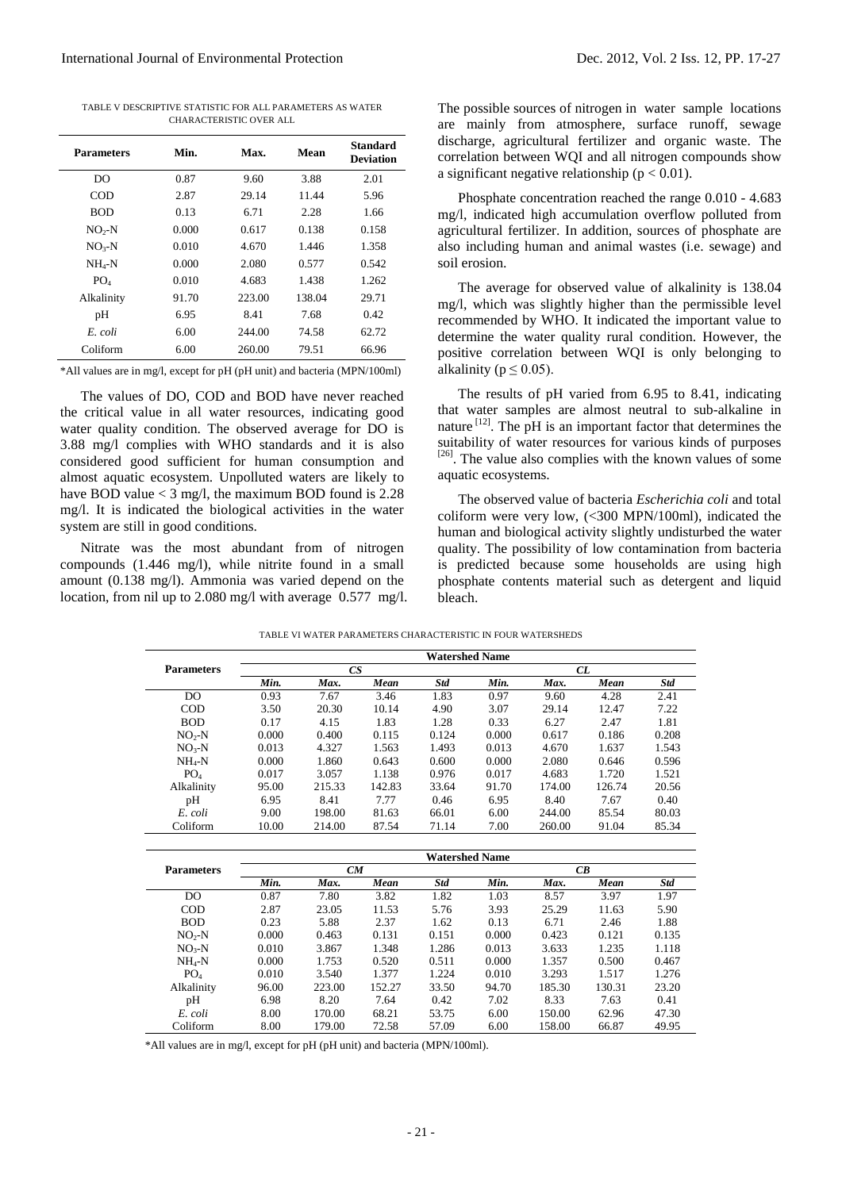TABLE V DESCRIPTIVE STATISTIC FOR ALL PARAMETERS AS WATER CHARACTERISTIC OVER ALL

| Parameters | Min. | Max. | Mean | Standard Deviation |
|---|---|---|---|---|
| DO | 0.87 | 9.60 | 3.88 | 2.01 |
| COD | 2.87 | 29.14 | 11.44 | 5.96 |
| BOD | 0.13 | 6.71 | 2.28 | 1.66 |
| $NO_2$-N | 0.000 | 0.617 | 0.138 | 0.158 |
| $NO_3$-N | 0.010 | 4.670 | 1.446 | 1.358 |
| $NH_4$-N | 0.000 | 2.080 | 0.577 | 0.542 |
| $PO_4$ | 0.010 | 4.683 | 1.438 | 1.262 |
| Alkalinity | 91.70 | 223.00 | 138.04 | 29.71 |
| pH | 6.95 | 8.41 | 7.68 | 0.42 |
| *E. coli* | 6.00 | 244.00 | 74.58 | 62.72 |
| Coliform | 6.00 | 260.00 | 79.51 | 66.96 |

*All values are in mg/l, except for pH (pH unit) and bacteria (MPN/100ml)

The values of DO, COD and BOD have never reached the critical value in all water resources, indicating good water quality condition. The observed average for DO is 3.88 mg/l complies with WHO standards and it is also considered good sufficient for human consumption and almost aquatic ecosystem. Unpolluted waters are likely to have BOD value < 3 mg/l, the maximum BOD found is 2.28 mg/l. It is indicated the biological activities in the water system are still in good conditions.

Nitrate was the most abundant from of nitrogen compounds (1.446 mg/l), while nitrite found in a small amount (0.138 mg/l). Ammonia was varied depend on the location, from nil up to 2.080 mg/l with average 0.577 mg/l. The possible sources of nitrogen in water sample locations are mainly from atmosphere, surface runoff, sewage discharge, agricultural fertilizer and organic waste. The correlation between WQI and all nitrogen compounds show a significant negative relationship ($p < 0.01$).

Phosphate concentration reached the range 0.010 - 4.683 mg/l, indicated high accumulation overflow polluted from agricultural fertilizer. In addition, sources of phosphate are also including human and animal wastes (i.e. sewage) and soil erosion.

The average for observed value of alkalinity is 138.04 mg/l, which was slightly higher than the permissible level recommended by WHO. It indicated the important value to determine the water quality rural condition. However, the positive correlation between WQI is only belonging to alkalinity ($p \leq 0.05$).

The results of pH varied from 6.95 to 8.41, indicating that water samples are almost neutral to sub-alkaline in nature [12]. The pH is an important factor that determines the suitability of water resources for various kinds of purposes [26]. The value also complies with the known values of some aquatic ecosystems.

The observed value of bacteria *Escherichia coli* and total coliform were very low, (<300 MPN/100ml), indicated the human and biological activity slightly undisturbed the water quality. The possibility of low contamination from bacteria is predicted because some households are using high phosphate contents material such as detergent and liquid bleach.

TABLE VI WATER PARAMETERS CHARACTERISTIC IN FOUR WATERSHEDS

| Parameters | Watershed Name | | | | | | | |
|---|---|---|---|---|---|---|---|---|
| | *CS* | | | | *CL* | | | |
| | *Min.* | *Max.* | *Mean* | *Std* | *Min.* | *Max.* | *Mean* | *Std* |
| DO | 0.93 | 7.67 | 3.46 | 1.83 | 0.97 | 9.60 | 4.28 | 2.41 |
| COD | 3.50 | 20.30 | 10.14 | 4.90 | 3.07 | 29.14 | 12.47 | 7.22 |
| BOD | 0.17 | 4.15 | 1.83 | 1.28 | 0.33 | 6.27 | 2.47 | 1.81 |
| $NO_2$-N | 0.000 | 0.400 | 0.115 | 0.124 | 0.000 | 0.617 | 0.186 | 0.208 |
| $NO_3$-N | 0.013 | 4.327 | 1.563 | 1.493 | 0.013 | 4.670 | 1.637 | 1.543 |
| $NH_4$-N | 0.000 | 1.860 | 0.643 | 0.600 | 0.000 | 2.080 | 0.646 | 0.596 |
| $PO_4$ | 0.017 | 3.057 | 1.138 | 0.976 | 0.017 | 4.683 | 1.720 | 1.521 |
| Alkalinity | 95.00 | 215.33 | 142.83 | 33.64 | 91.70 | 174.00 | 126.74 | 20.56 |
| pH | 6.95 | 8.41 | 7.77 | 0.46 | 6.95 | 8.40 | 7.67 | 0.40 |
| *E. coli* | 9.00 | 198.00 | 81.63 | 66.01 | 6.00 | 244.00 | 85.54 | 80.03 |
| Coliform | 10.00 | 214.00 | 87.54 | 71.14 | 7.00 | 260.00 | 91.04 | 85.34 |

| Parameters | Watershed Name | | | | | | | |
|---|---|---|---|---|---|---|---|---|
| | *CM* | | | | *CB* | | | |
| | *Min.* | *Max.* | *Mean* | *Std* | *Min.* | *Max.* | *Mean* | *Std* |
| DO | 0.87 | 7.80 | 3.82 | 1.82 | 1.03 | 8.57 | 3.97 | 1.97 |
| COD | 2.87 | 23.05 | 11.53 | 5.76 | 3.93 | 25.29 | 11.63 | 5.90 |
| BOD | 0.23 | 5.88 | 2.37 | 1.62 | 0.13 | 6.71 | 2.46 | 1.88 |
| $NO_2$-N | 0.000 | 0.463 | 0.131 | 0.151 | 0.000 | 0.423 | 0.121 | 0.135 |
| $NO_3$-N | 0.010 | 3.867 | 1.348 | 1.286 | 0.013 | 3.633 | 1.235 | 1.118 |
| $NH_4$-N | 0.000 | 1.753 | 0.520 | 0.511 | 0.000 | 1.357 | 0.500 | 0.467 |
| $PO_4$ | 0.010 | 3.540 | 1.377 | 1.224 | 0.010 | 3.293 | 1.517 | 1.276 |
| Alkalinity | 96.00 | 223.00 | 152.27 | 33.50 | 94.70 | 185.30 | 130.31 | 23.20 |
| pH | 6.98 | 8.20 | 7.64 | 0.42 | 7.02 | 8.33 | 7.63 | 0.41 |
| *E. coli* | 8.00 | 170.00 | 68.21 | 53.75 | 6.00 | 150.00 | 62.96 | 47.30 |
| Coliform | 8.00 | 179.00 | 72.58 | 57.09 | 6.00 | 158.00 | 66.87 | 49.95 |

*All values are in mg/l, except for pH (pH unit) and bacteria (MPN/100ml).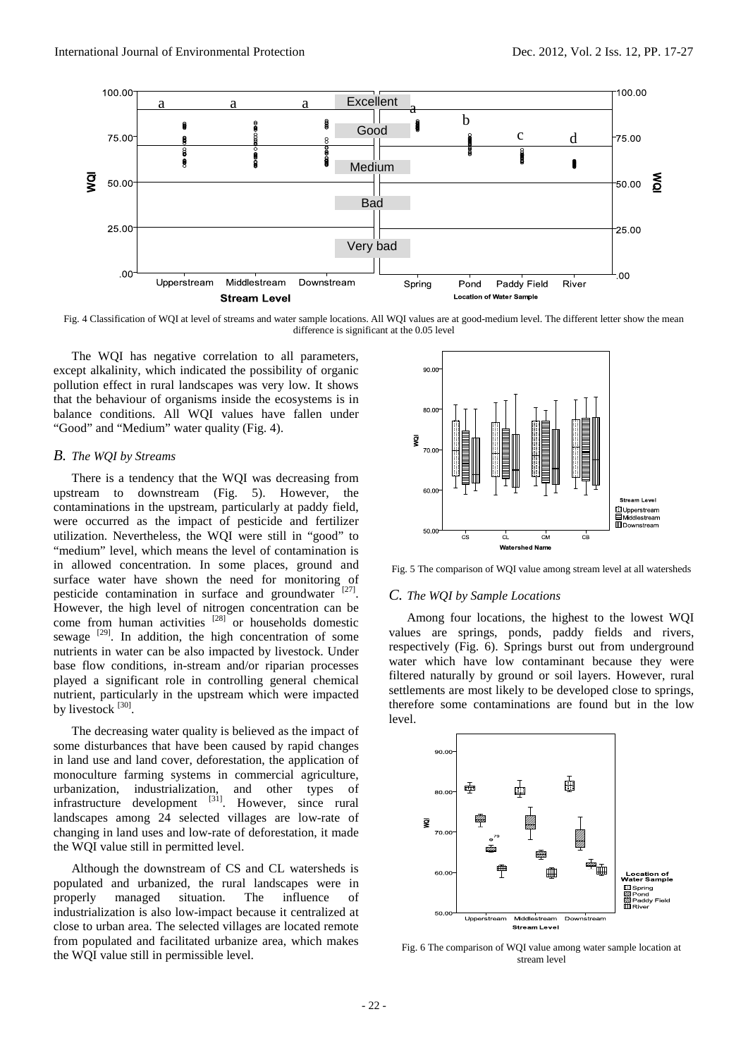Fig. 4 Classification of WQI at level of streams and water sample locations. All WQI values are at good-medium level. The different letter show the mean difference is significant at the 0.05 level

The WQI has negative correlation to all parameters, except alkalinity, which indicated the possibility of organic pollution effect in rural landscapes was very low. It shows that the behaviour of organisms inside the ecosystems is in balance conditions. All WQI values have fallen under "Good" and "Medium" water quality (Fig. 4).

## *B. The WQI by Streams*

There is a tendency that the WQI was decreasing from upstream to downstream (Fig. 5). However, the contaminations in the upstream, particularly at paddy field, were occurred as the impact of pesticide and fertilizer utilization. Nevertheless, the WQI were still in "good" to "medium" level, which means the level of contamination is in allowed concentration. In some places, ground and surface water have shown the need for monitoring of pesticide contamination in surface and groundwater [27]. However, the high level of nitrogen concentration can be come from human activities [28] or households domestic sewage [29]. In addition, the high concentration of some nutrients in water can be also impacted by livestock. Under base flow conditions, in-stream and/or riparian processes played a significant role in controlling general chemical nutrient, particularly in the upstream which were impacted by livestock [30].

The decreasing water quality is believed as the impact of some disturbances that have been caused by rapid changes in land use and land cover, deforestation, the application of monoculture farming systems in commercial agriculture, urbanization, industrialization, and other types of infrastructure development [31]. However, since rural landscapes among 24 selected villages are low-rate of changing in land uses and low-rate of deforestation, it made the WQI value still in permitted level.

Although the downstream of CS and CL watersheds is populated and urbanized, the rural landscapes were in properly managed situation. The influence of industrialization is also low-impact because it centralized at close to urban area. The selected villages are located remote from populated and facilitated urbanize area, which makes the WQI value still in permissible level.

Fig. 5 The comparison of WQI value among stream level at all watersheds

## *C. The WQI by Sample Locations*

Among four locations, the highest to the lowest WQI values are springs, ponds, paddy fields and rivers, respectively (Fig. 6). Springs burst out from underground water which have low contaminant because they were filtered naturally by ground or soil layers. However, rural settlements are most likely to be developed close to springs, therefore some contaminations are found but in the low level.

Fig. 6 The comparison of WQI value among water sample location at stream level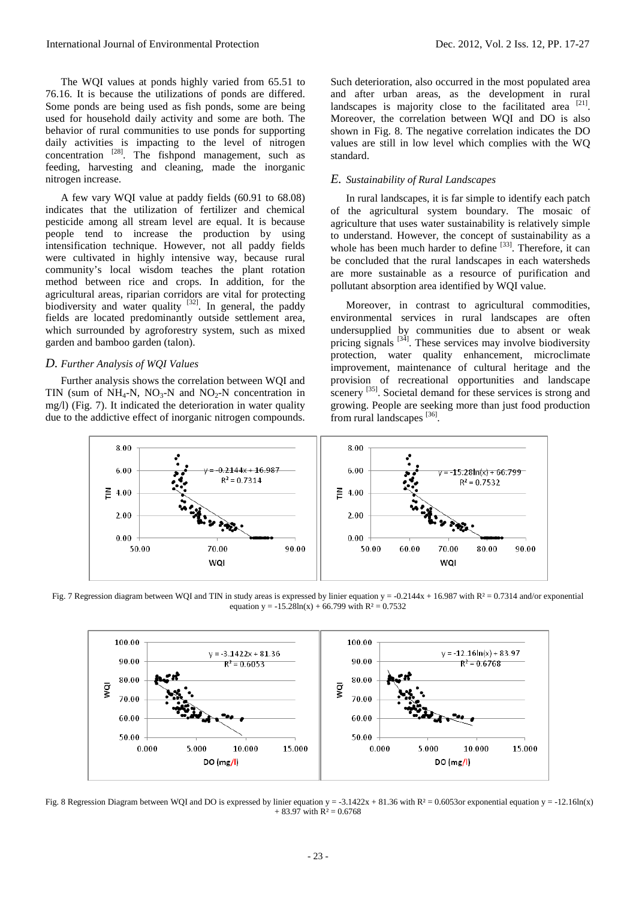The WQI values at ponds highly varied from 65.51 to 76.16. It is because the utilizations of ponds are differed. Some ponds are being used as fish ponds, some are being used for household daily activity and some are both. The behavior of rural communities to use ponds for supporting daily activities is impacting to the level of nitrogen concentration [28]. The fishpond management, such as feeding, harvesting and cleaning, made the inorganic nitrogen increase.

A few vary WQI value at paddy fields (60.91 to 68.08) indicates that the utilization of fertilizer and chemical pesticide among all stream level are equal. It is because people tend to increase the production by using intensification technique. However, not all paddy fields were cultivated in highly intensive way, because rural community's local wisdom teaches the plant rotation method between rice and crops. In addition, for the agricultural areas, riparian corridors are vital for protecting biodiversity and water quality [32]. In general, the paddy fields are located predominantly outside settlement area, which surrounded by agroforestry system, such as mixed garden and bamboo garden (talon).

### *D. Further Analysis of WQI Values*

Further analysis shows the correlation between WQI and TIN (sum of $NH_4$-N, $NO_3$-N and $NO_2$-N concentration in mg/l) (Fig. 7). It indicated the deterioration in water quality due to the addictive effect of inorganic nitrogen compounds. Such deterioration, also occurred in the most populated area and after urban areas, as the development in rural landscapes is majority close to the facilitated area [21]. Moreover, the correlation between WQI and DO is also shown in Fig. 8. The negative correlation indicates the DO values are still in low level which complies with the WQ standard.

### *E. Sustainability of Rural Landscapes*

In rural landscapes, it is far simple to identify each patch of the agricultural system boundary. The mosaic of agriculture that uses water sustainability is relatively simple to understand. However, the concept of sustainability as a whole has been much harder to define [33]. Therefore, it can be concluded that the rural landscapes in each watersheds are more sustainable as a resource of purification and pollutant absorption area identified by WQI value.

Moreover, in contrast to agricultural commodities, environmental services in rural landscapes are often undersupplied by communities due to absent or weak pricing signals [34]. These services may involve biodiversity protection, water quality enhancement, microclimate improvement, maintenance of cultural heritage and the provision of recreational opportunities and landscape scenery [35]. Societal demand for these services is strong and growing. People are seeking more than just food production from rural landscapes [36].

Fig. 7 Regression diagram between WQI and TIN in study areas is expressed by linier equation $y = -0.2144x + 16.987$ with $R^2 = 0.7314$ and/or exponential equation $y = -15.28\ln(x) + 66.799$ with $R^2 = 0.7532$

Fig. 8 Regression Diagram between WQI and DO is expressed by linier equation $y = -3.1422x + 81.36$ with $R^2 = 0.6053$or exponential equation $y = -12.16\ln(x) + 83.97$ with $R^2 = 0.6768$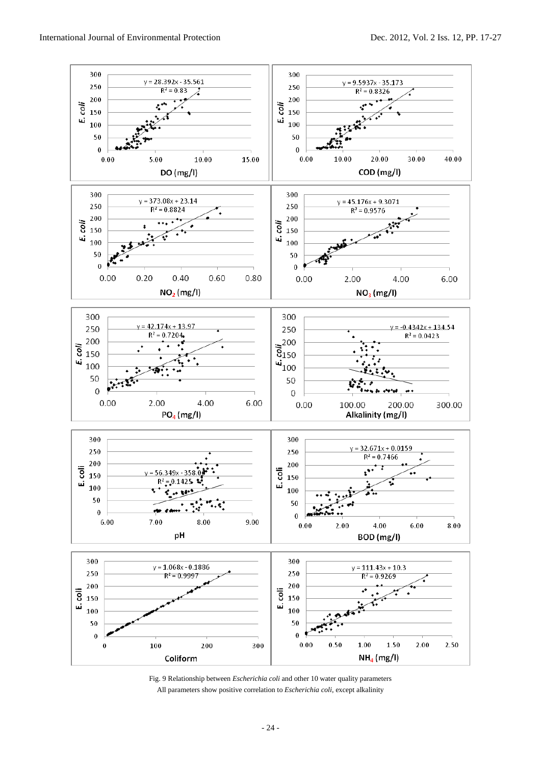Fig. 9 Relationship between *Escherichia coli* and other 10 water quality parameters

All parameters show positive correlation to *Escherichia coli*, except alkalinity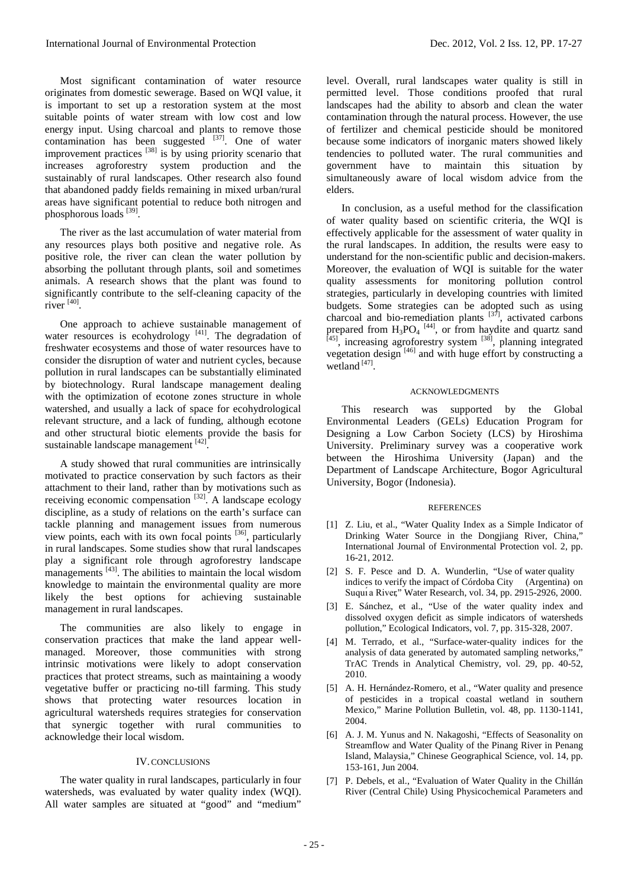Most significant contamination of water resource originates from domestic sewerage. Based on WQI value, it is important to set up a restoration system at the most suitable points of water stream with low cost and low energy input. Using charcoal and plants to remove those contamination has been suggested [37]. One of water improvement practices [38] is by using priority scenario that increases agroforestry system production and the sustainably of rural landscapes. Other research also found that abandoned paddy fields remaining in mixed urban/rural areas have significant potential to reduce both nitrogen and phosphorous loads [39].

The river as the last accumulation of water material from any resources plays both positive and negative role. As positive role, the river can clean the water pollution by absorbing the pollutant through plants, soil and sometimes animals. A research shows that the plant was found to significantly contribute to the self-cleaning capacity of the river [40].

One approach to achieve sustainable management of water resources is ecohydrology [41]. The degradation of freshwater ecosystems and those of water resources have to consider the disruption of water and nutrient cycles, because pollution in rural landscapes can be substantially eliminated by biotechnology. Rural landscape management dealing with the optimization of ecotone zones structure in whole watershed, and usually a lack of space for ecohydrological relevant structure, and a lack of funding, although ecotone and other structural biotic elements provide the basis for sustainable landscape management [42].

A study showed that rural communities are intrinsically motivated to practice conservation by such factors as their attachment to their land, rather than by motivations such as receiving economic compensation [32]. A landscape ecology discipline, as a study of relations on the earth's surface can tackle planning and management issues from numerous view points, each with its own focal points [36], particularly in rural landscapes. Some studies show that rural landscapes play a significant role through agroforestry landscape managements [43]. The abilities to maintain the local wisdom knowledge to maintain the environmental quality are more likely the best options for achieving sustainable management in rural landscapes.

The communities are also likely to engage in conservation practices that make the land appear well-managed. Moreover, those communities with strong intrinsic motivations were likely to adopt conservation practices that protect streams, such as maintaining a woody vegetative buffer or practicing no-till farming. This study shows that protecting water resources location in agricultural watersheds requires strategies for conservation that synergic together with rural communities to acknowledge their local wisdom.

## IV. CONCLUSIONS

The water quality in rural landscapes, particularly in four watersheds, was evaluated by water quality index (WQI). All water samples are situated at "good" and "medium" level. Overall, rural landscapes water quality is still in permitted level. Those conditions proofed that rural landscapes had the ability to absorb and clean the water contamination through the natural process. However, the use of fertilizer and chemical pesticide should be monitored because some indicators of inorganic maters showed likely tendencies to polluted water. The rural communities and government have to maintain this situation by simultaneously aware of local wisdom advice from the elders.

In conclusion, as a useful method for the classification of water quality based on scientific criteria, the WQI is effectively applicable for the assessment of water quality in the rural landscapes. In addition, the results were easy to understand for the non-scientific public and decision-makers. Moreover, the evaluation of WQI is suitable for the water quality assessments for monitoring pollution control strategies, particularly in developing countries with limited budgets. Some strategies can be adopted such as using charcoal and bio-remediation plants [37], activated carbons prepared from $H_3PO_4$ [44], or from haydite and quartz sand [45], increasing agroforestry system [38], planning integrated vegetation design [46] and with huge effort by constructing a wetland [47].

## ACKNOWLEDGMENTS

This research was supported by the Global Environmental Leaders (GELs) Education Program for Designing a Low Carbon Society (LCS) by Hiroshima University. Preliminary survey was a cooperative work between the Hiroshima University (Japan) and the Department of Landscape Architecture, Bogor Agricultural University, Bogor (Indonesia).

## REFERENCES

[1] Z. Liu, et al., "Water Quality Index as a Simple Indicator of Drinking Water Source in the Dongjiang River, China," International Journal of Environmental Protection vol. 2, pp. 16-21, 2012.

[2] S. F. Pesce and D. A. Wunderlin, "Use of water quality indices to verify the impact of Córdoba City (Argentina) on Suquía River," Water Research, vol. 34, pp. 2915-2926, 2000.

[3] E. Sánchez, et al., "Use of the water quality index and dissolved oxygen deficit as simple indicators of watersheds pollution," Ecological Indicators, vol. 7, pp. 315-328, 2007.

[4] M. Terrado, et al., "Surface-water-quality indices for the analysis of data generated by automated sampling networks," TrAC Trends in Analytical Chemistry, vol. 29, pp. 40-52, 2010.

[5] A. H. Hernández-Romero, et al., "Water quality and presence of pesticides in a tropical coastal wetland in southern Mexico," Marine Pollution Bulletin, vol. 48, pp. 1130-1141, 2004.

[6] A. J. M. Yunus and N. Nakagoshi, "Effects of Seasonality on Streamflow and Water Quality of the Pinang River in Penang Island, Malaysia," Chinese Geographical Science, vol. 14, pp. 153-161, Jun 2004.

[7] P. Debels, et al., "Evaluation of Water Quality in the Chillán River (Central Chile) Using Physicochemical Parameters and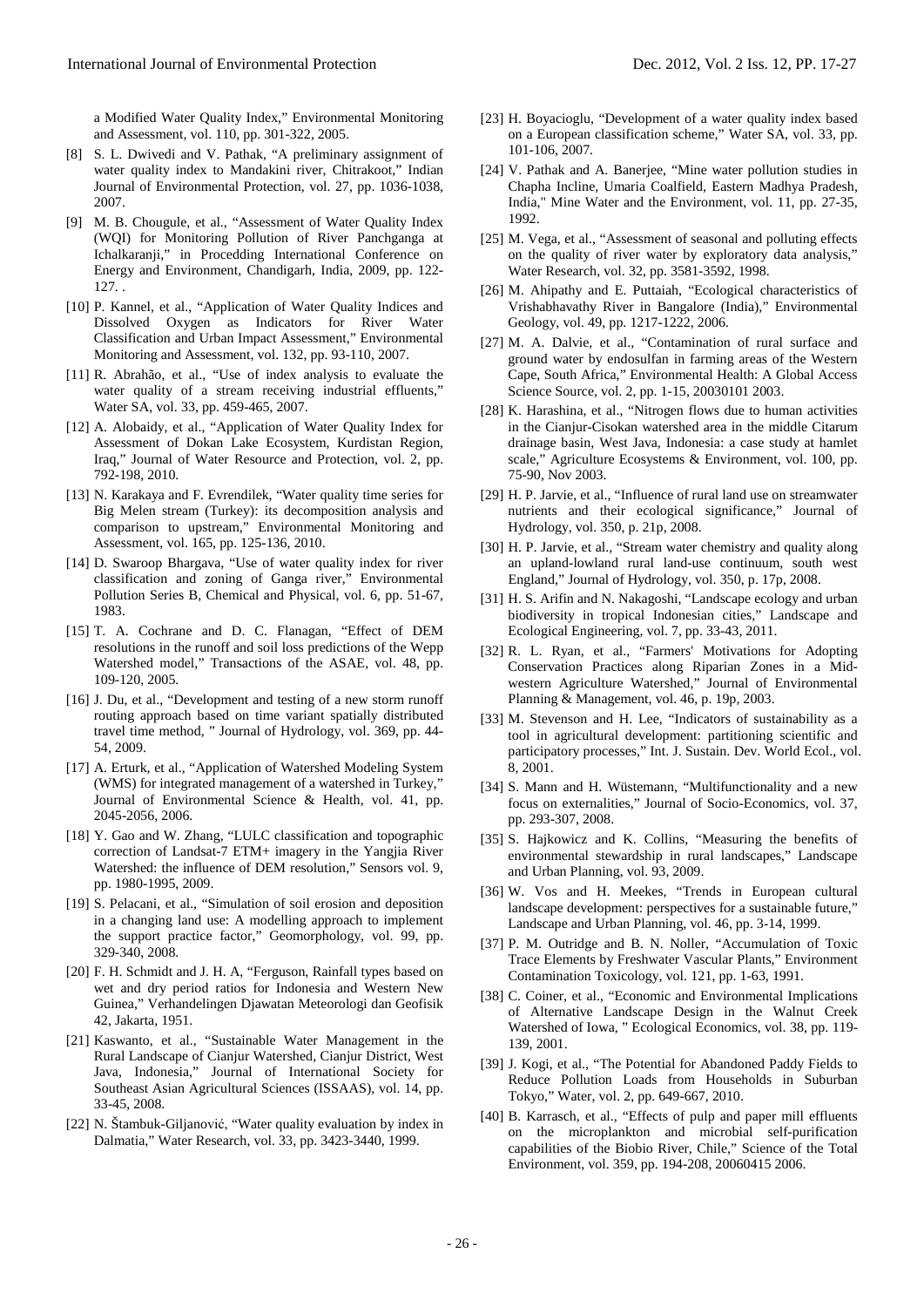a Modified Water Quality Index," Environmental Monitoring and Assessment, vol. 110, pp. 301-322, 2005.

[8] S. L. Dwivedi and V. Pathak, "A preliminary assignment of water quality index to Mandakini river, Chitrakoot," Indian Journal of Environmental Protection, vol. 27, pp. 1036-1038, 2007.

[9] M. B. Chougule, et al., "Assessment of Water Quality Index (WQI) for Monitoring Pollution of River Panchganga at Ichalkaranji," in Procedding International Conference on Energy and Environment, Chandigarh, India, 2009, pp. 122-127. .

[10] P. Kannel, et al., "Application of Water Quality Indices and Dissolved Oxygen as Indicators for River Water Classification and Urban Impact Assessment," Environmental Monitoring and Assessment, vol. 132, pp. 93-110, 2007.

[11] R. Abrahão, et al., "Use of index analysis to evaluate the water quality of a stream receiving industrial effluents," Water SA, vol. 33, pp. 459-465, 2007.

[12] A. Alobaidy, et al., "Application of Water Quality Index for Assessment of Dokan Lake Ecosystem, Kurdistan Region, Iraq," Journal of Water Resource and Protection, vol. 2, pp. 792-198, 2010.

[13] N. Karakaya and F. Evrendilek, "Water quality time series for Big Melen stream (Turkey): its decomposition analysis and comparison to upstream," Environmental Monitoring and Assessment, vol. 165, pp. 125-136, 2010.

[14] D. Swaroop Bhargava, "Use of water quality index for river classification and zoning of Ganga river," Environmental Pollution Series B, Chemical and Physical, vol. 6, pp. 51-67, 1983.

[15] T. A. Cochrane and D. C. Flanagan, "Effect of DEM resolutions in the runoff and soil loss predictions of the Wepp Watershed model," Transactions of the ASAE, vol. 48, pp. 109-120, 2005.

[16] J. Du, et al., "Development and testing of a new storm runoff routing approach based on time variant spatially distributed travel time method, " Journal of Hydrology, vol. 369, pp. 44-54, 2009.

[17] A. Erturk, et al., "Application of Watershed Modeling System (WMS) for integrated management of a watershed in Turkey," Journal of Environmental Science & Health, vol. 41, pp. 2045-2056, 2006.

[18] Y. Gao and W. Zhang, "LULC classification and topographic correction of Landsat-7 ETM+ imagery in the Yangjia River Watershed: the influence of DEM resolution," Sensors vol. 9, pp. 1980-1995, 2009.

[19] S. Pelacani, et al., "Simulation of soil erosion and deposition in a changing land use: A modelling approach to implement the support practice factor," Geomorphology, vol. 99, pp. 329-340, 2008.

[20] F. H. Schmidt and J. H. A, "Ferguson, Rainfall types based on wet and dry period ratios for Indonesia and Western New Guinea," Verhandelingen Djawatan Meteorologi dan Geofisik 42, Jakarta, 1951.

[21] Kaswanto, et al., "Sustainable Water Management in the Rural Landscape of Cianjur Watershed, Cianjur District, West Java, Indonesia," Journal of International Society for Southeast Asian Agricultural Sciences (ISSAAS), vol. 14, pp. 33-45, 2008.

[22] N. Štambuk-Giljanović, "Water quality evaluation by index in Dalmatia," Water Research, vol. 33, pp. 3423-3440, 1999.

[23] H. Boyacioglu, "Development of a water quality index based on a European classification scheme," Water SA, vol. 33, pp. 101-106, 2007.

[24] V. Pathak and A. Banerjee, "Mine water pollution studies in Chapha Incline, Umaria Coalfield, Eastern Madhya Pradesh, India," Mine Water and the Environment, vol. 11, pp. 27-35, 1992.

[25] M. Vega, et al., "Assessment of seasonal and polluting effects on the quality of river water by exploratory data analysis," Water Research, vol. 32, pp. 3581-3592, 1998.

[26] M. Ahipathy and E. Puttaiah, "Ecological characteristics of Vrishabhavathy River in Bangalore (India)," Environmental Geology, vol. 49, pp. 1217-1222, 2006.

[27] M. A. Dalvie, et al., "Contamination of rural surface and ground water by endosulfan in farming areas of the Western Cape, South Africa," Environmental Health: A Global Access Science Source, vol. 2, pp. 1-15, 20030101 2003.

[28] K. Harashina, et al., "Nitrogen flows due to human activities in the Cianjur-Cisokan watershed area in the middle Citarum drainage basin, West Java, Indonesia: a case study at hamlet scale," Agriculture Ecosystems & Environment, vol. 100, pp. 75-90, Nov 2003.

[29] H. P. Jarvie, et al., "Influence of rural land use on streamwater nutrients and their ecological significance," Journal of Hydrology, vol. 350, p. 21p, 2008.

[30] H. P. Jarvie, et al., "Stream water chemistry and quality along an upland-lowland rural land-use continuum, south west England," Journal of Hydrology, vol. 350, p. 17p, 2008.

[31] H. S. Arifin and N. Nakagoshi, "Landscape ecology and urban biodiversity in tropical Indonesian cities," Landscape and Ecological Engineering, vol. 7, pp. 33-43, 2011.

[32] R. L. Ryan, et al., "Farmers' Motivations for Adopting Conservation Practices along Riparian Zones in a Mid-western Agriculture Watershed," Journal of Environmental Planning & Management, vol. 46, p. 19p, 2003.

[33] M. Stevenson and H. Lee, "Indicators of sustainability as a tool in agricultural development: partitioning scientific and participatory processes," Int. J. Sustain. Dev. World Ecol., vol. 8, 2001.

[34] S. Mann and H. Wüstemann, "Multifunctionality and a new focus on externalities," Journal of Socio-Economics, vol. 37, pp. 293-307, 2008.

[35] S. Hajkowicz and K. Collins, "Measuring the benefits of environmental stewardship in rural landscapes," Landscape and Urban Planning, vol. 93, 2009.

[36] W. Vos and H. Meekes, "Trends in European cultural landscape development: perspectives for a sustainable future," Landscape and Urban Planning, vol. 46, pp. 3-14, 1999.

[37] P. M. Outridge and B. N. Noller, "Accumulation of Toxic Trace Elements by Freshwater Vascular Plants," Environment Contamination Toxicology, vol. 121, pp. 1-63, 1991.

[38] C. Coiner, et al., "Economic and Environmental Implications of Alternative Landscape Design in the Walnut Creek Watershed of Iowa, " Ecological Economics, vol. 38, pp. 119-139, 2001.

[39] J. Kogi, et al., "The Potential for Abandoned Paddy Fields to Reduce Pollution Loads from Households in Suburban Tokyo," Water, vol. 2, pp. 649-667, 2010.

[40] B. Karrasch, et al., "Effects of pulp and paper mill effluents on the microplankton and microbial self-purification capabilities of the Biobio River, Chile," Science of the Total Environment, vol. 359, pp. 194-208, 20060415 2006.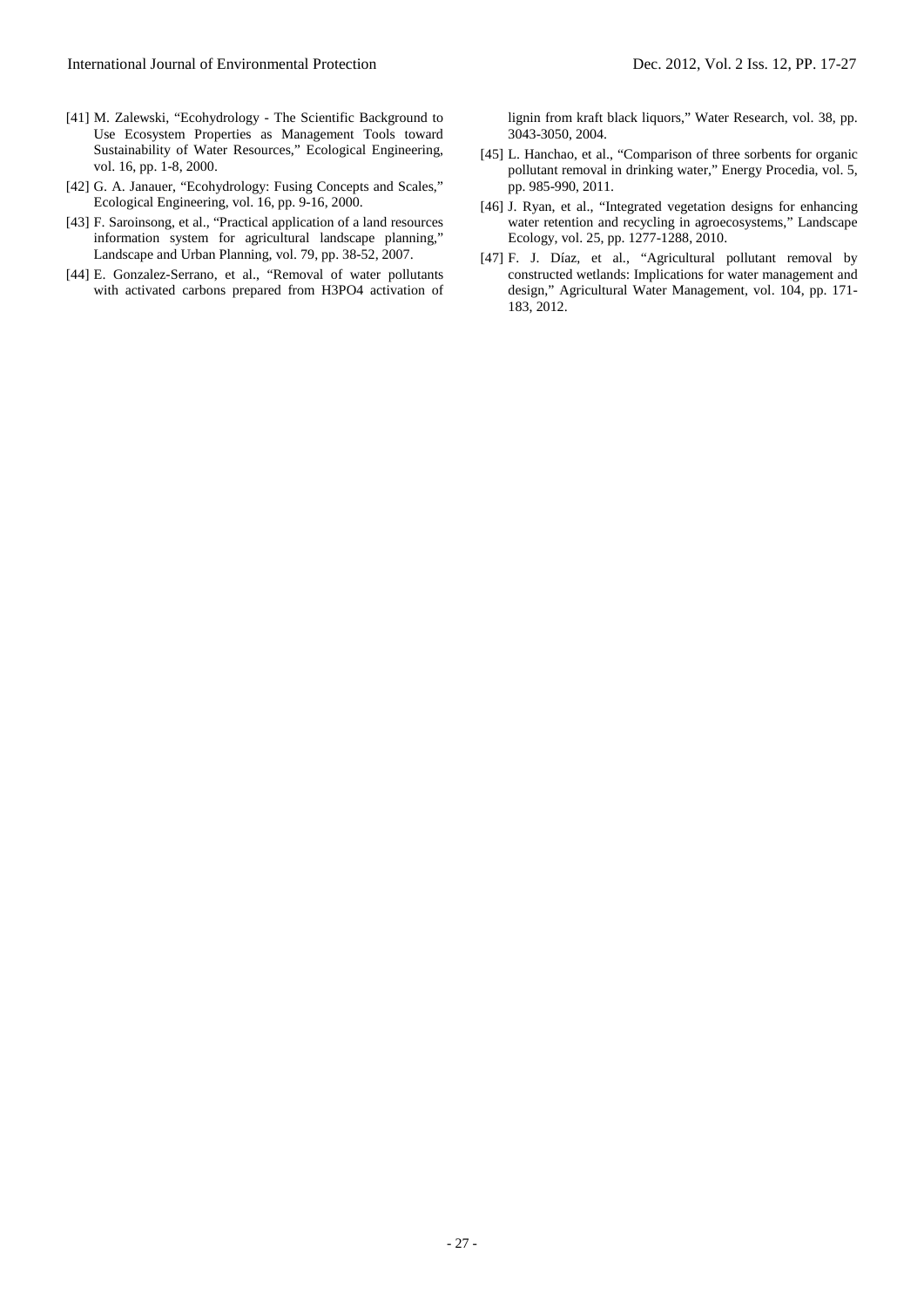[41] M. Zalewski, "Ecohydrology - The Scientific Background to Use Ecosystem Properties as Management Tools toward Sustainability of Water Resources," Ecological Engineering, vol. 16, pp. 1-8, 2000.

[42] G. A. Janauer, "Ecohydrology: Fusing Concepts and Scales," Ecological Engineering, vol. 16, pp. 9-16, 2000.

[43] F. Saroinsong, et al., "Practical application of a land resources information system for agricultural landscape planning," Landscape and Urban Planning, vol. 79, pp. 38-52, 2007.

[44] E. Gonzalez-Serrano, et al., "Removal of water pollutants with activated carbons prepared from $H_3PO_4$ activation of lignin from kraft black liquors," Water Research, vol. 38, pp. 3043-3050, 2004.

[45] L. Hanchao, et al., "Comparison of three sorbents for organic pollutant removal in drinking water," Energy Procedia, vol. 5, pp. 985-990, 2011.

[46] J. Ryan, et al., "Integrated vegetation designs for enhancing water retention and recycling in agroecosystems," Landscape Ecology, vol. 25, pp. 1277-1288, 2010.

[47] F. J. Díaz, et al., "Agricultural pollutant removal by constructed wetlands: Implications for water management and design," Agricultural Water Management, vol. 104, pp. 171-183, 2012.